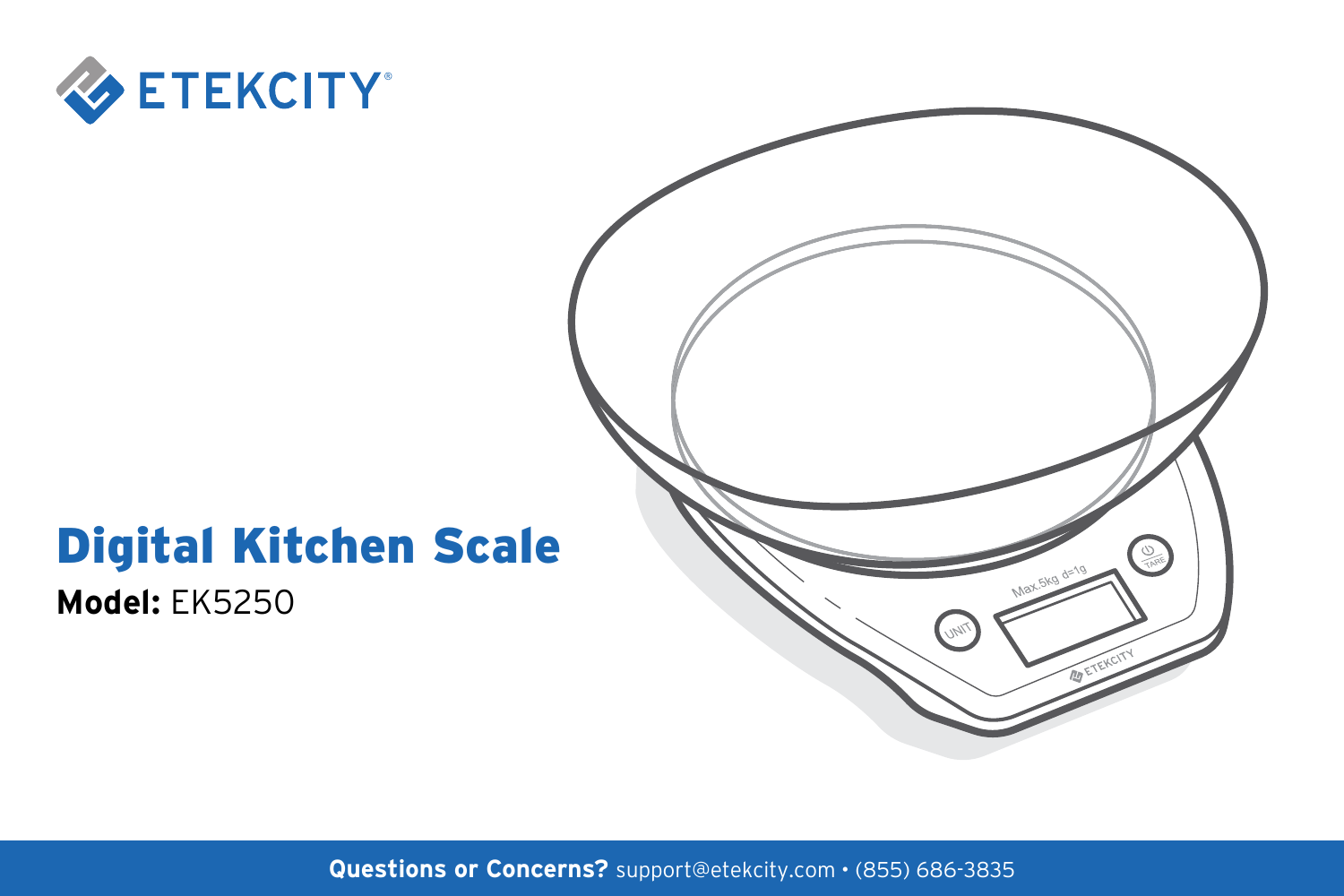ETEKCITY

# Digital Kitchen Scale

**Model:** EK5250

**Questions or Concerns?** support@etekcity.com • (855) 686-3835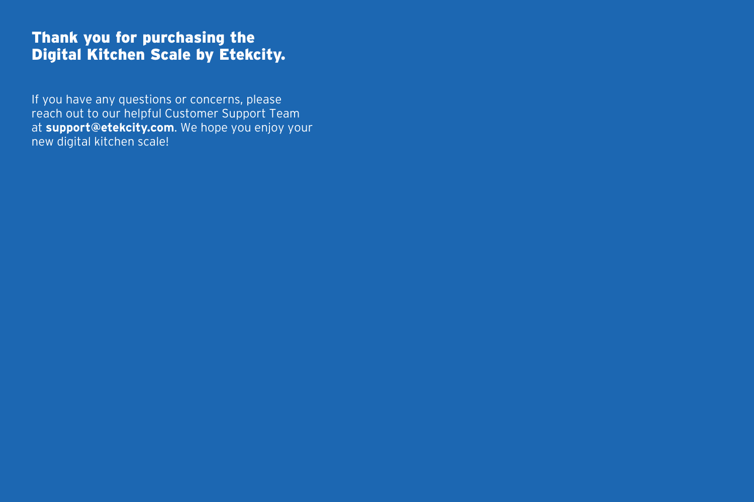## Thank you for purchasing the Digital Kitchen Scale by Etekcity.

If you have any questions or concerns, please reach out to our helpful Customer Support Team at **support@etekcity.com**. We hope you enjoy your new digital kitchen scale!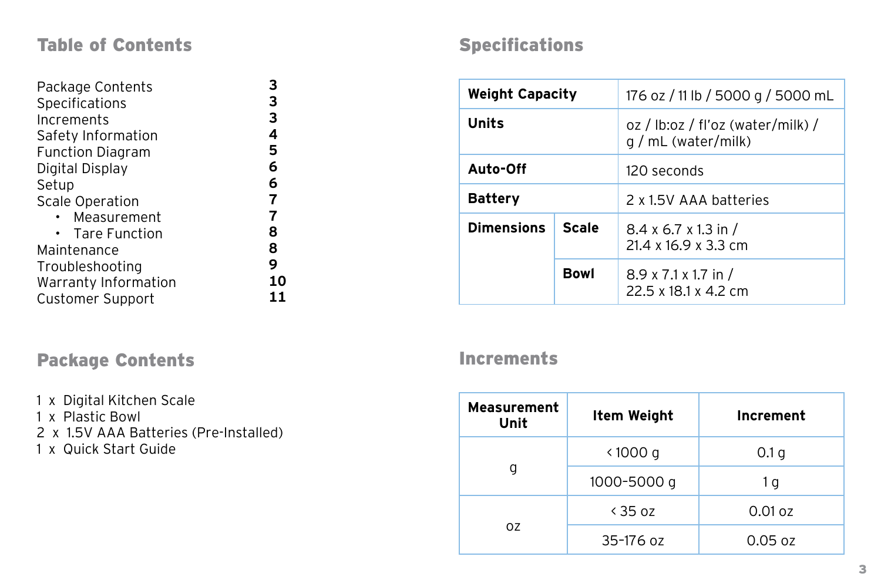## Table of Contents

| | |
|---|---|
| Package Contents | **3** |
| Specifications | **3** |
| Increments | **3** |
| Safety Information | **4** |
| Function Diagram | **5** |
| Digital Display | **6** |
| Setup | **6** |
| Scale Operation | **7** |
| • Measurement | **7** |
| • Tare Function | **8** |
| Maintenance | **8** |
| Troubleshooting | **9** |
| Warranty Information | **10** |
| Customer Support | **11** |

## Package Contents

1 x Digital Kitchen Scale
1 x Plastic Bowl
2 x 1.5V AAA Batteries (Pre-Installed)
1 x Quick Start Guide

## Specifications

| | | |
|---|---|---|
| **Weight Capacity** | | 176 oz / 11 lb / 5000 g / 5000 mL |
| **Units** | | oz / lb:oz / fl'oz (water/milk) / g / mL (water/milk) |
| **Auto-Off** | | 120 seconds |
| **Battery** | | 2 x 1.5V AAA batteries |
| **Dimensions** | **Scale** | 8.4 x 6.7 x 1.3 in / 21.4 x 16.9 x 3.3 cm |
| | **Bowl** | 8.9 x 7.1 x 1.7 in / 22.5 x 18.1 x 4.2 cm |

## Increments

| Measurement Unit | Item Weight | Increment |
|---|---|---|
| g | < 1000 g | 0.1 g |
| | 1000–5000 g | 1 g |
| oz | < 35 oz | 0.01 oz |
| | 35–176 oz | 0.05 oz |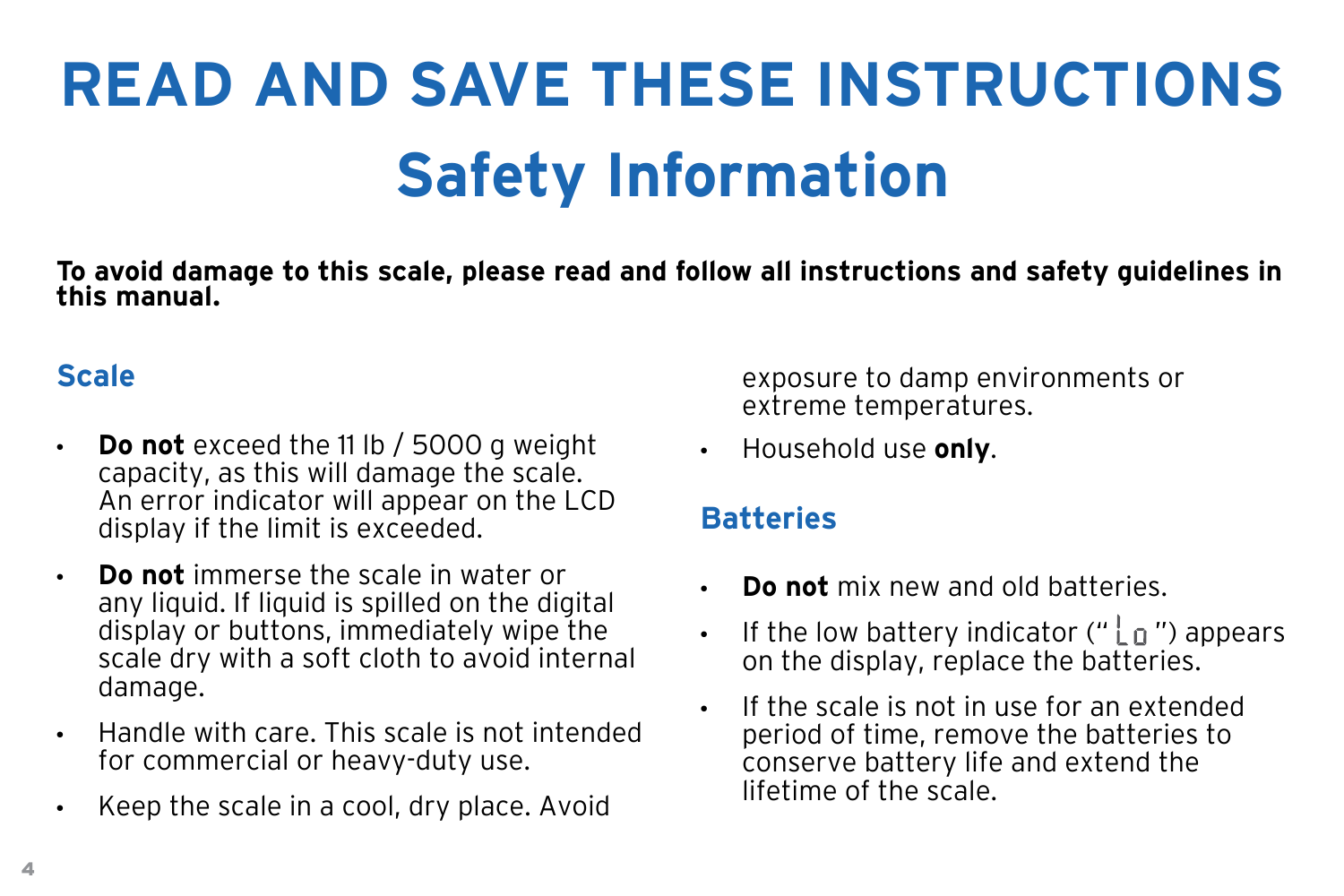# READ AND SAVE THESE INSTRUCTIONS

## Safety Information

**To avoid damage to this scale, please read and follow all instructions and safety guidelines in this manual.**

### Scale

- **Do not** exceed the 11 lb / 5000 g weight capacity, as this will damage the scale. An error indicator will appear on the LCD display if the limit is exceeded.
- **Do not** immerse the scale in water or any liquid. If liquid is spilled on the digital display or buttons, immediately wipe the scale dry with a soft cloth to avoid internal damage.
- Handle with care. This scale is not intended for commercial or heavy-duty use.
- Keep the scale in a cool, dry place. Avoid exposure to damp environments or extreme temperatures.
- Household use **only**.

### Batteries

- **Do not** mix new and old batteries.
- If the low battery indicator ("Lo") appears on the display, replace the batteries.
- If the scale is not in use for an extended period of time, remove the batteries to conserve battery life and extend the lifetime of the scale.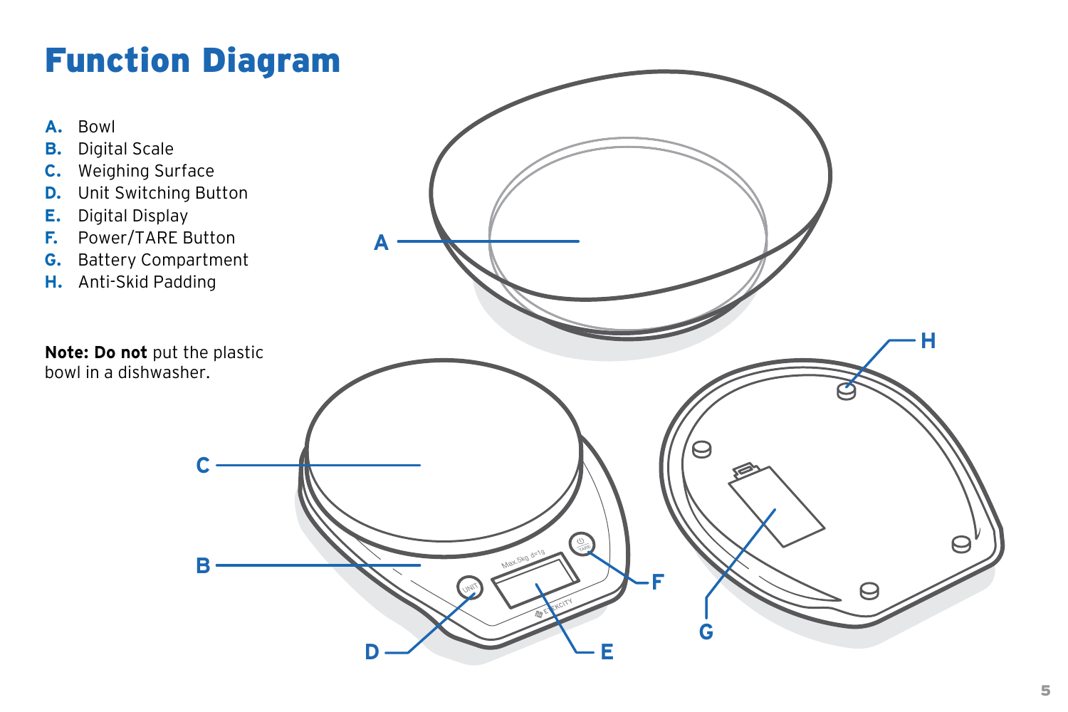# Function Diagram

**A.** Bowl
**B.** Digital Scale
**C.** Weighing Surface
**D.** Unit Switching Button
**E.** Digital Display
**F.** Power/TARE Button
**G.** Battery Compartment
**H.** Anti-Skid Padding

**Note: Do not** put the plastic bowl in a dishwasher.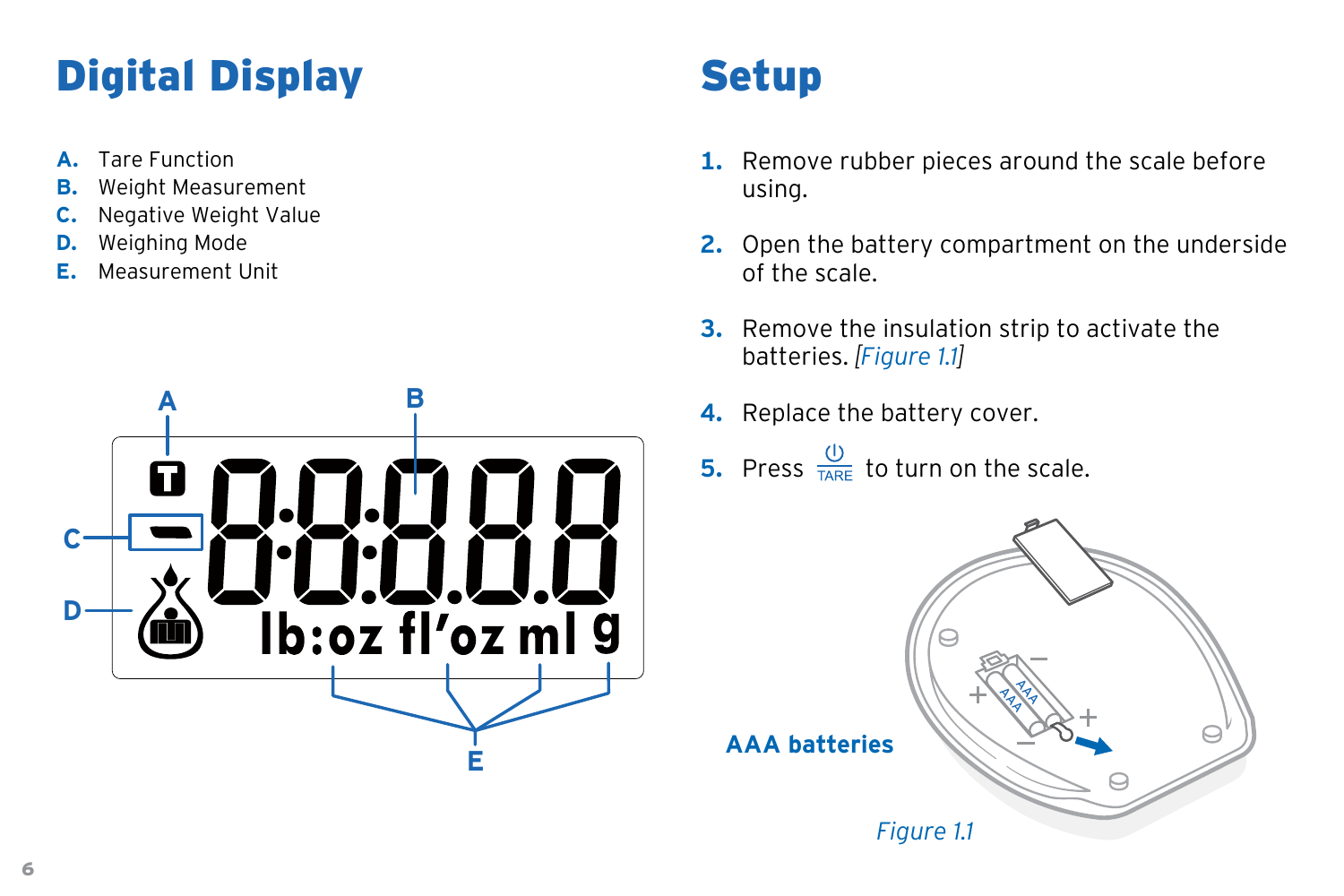# Digital Display

- **A.** Tare Function
- **B.** Weight Measurement
- **C.** Negative Weight Value
- **D.** Weighing Mode
- **E.** Measurement Unit

# Setup

1. Remove rubber pieces around the scale before using.
2. Open the battery compartment on the underside of the scale.
3. Remove the insulation strip to activate the batteries. *[Figure 1.1]*
4. Replace the battery cover.
5. Press ⏻ TARE to turn on the scale.

**AAA batteries**

*Figure 1.1*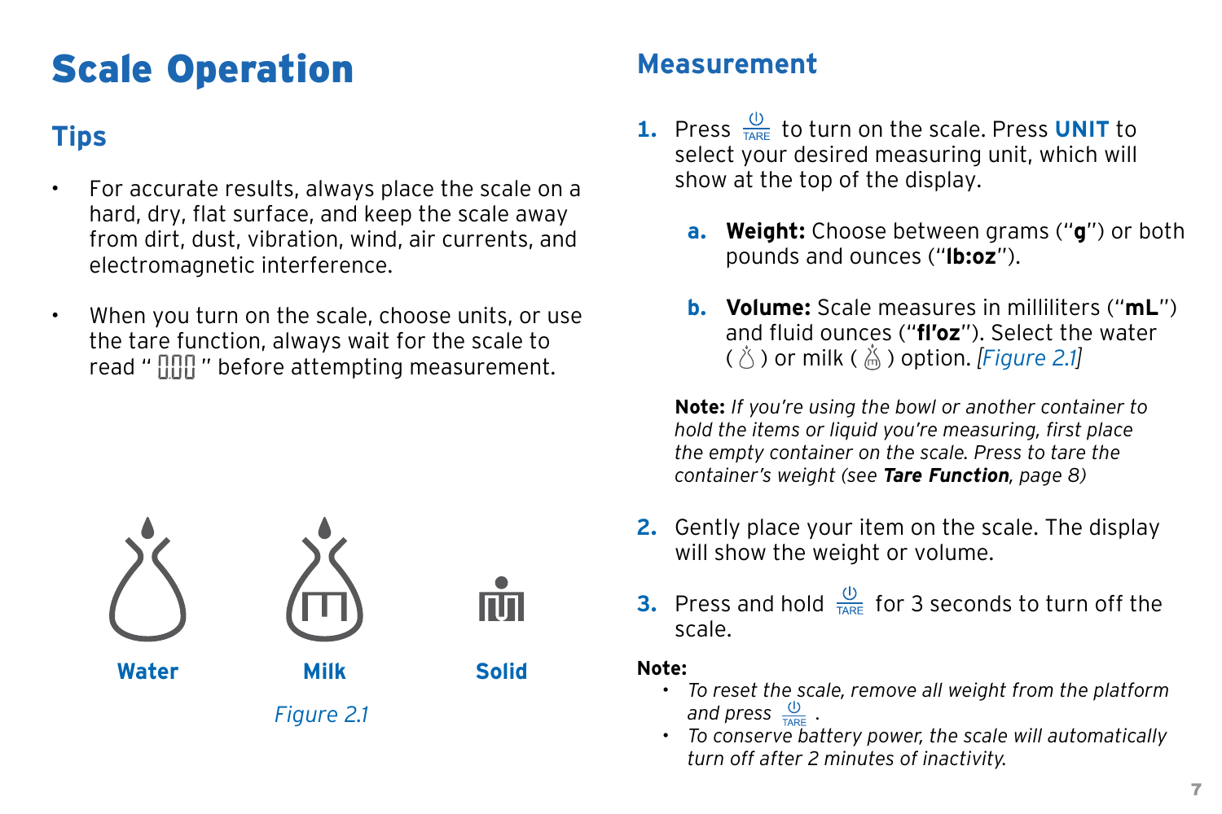# Scale Operation

## Tips

- For accurate results, always place the scale on a hard, dry, flat surface, and keep the scale away from dirt, dust, vibration, wind, air currents, and electromagnetic interference.
- When you turn on the scale, choose units, or use the tare function, always wait for the scale to read " 0.00 " before attempting measurement.

Water

Milk

Solid

*Figure 2.1*

## Measurement

1. Press TARE to turn on the scale. Press **UNIT** to select your desired measuring unit, which will show at the top of the display.

   a. **Weight:** Choose between grams ("**g**") or both pounds and ounces ("**lb:oz**").

   b. **Volume:** Scale measures in milliliters ("**mL**") and fluid ounces ("**fl'oz**"). Select the water ( ) or milk ( ) option. *[Figure 2.1]*

   **Note:** *If you're using the bowl or another container to hold the items or liquid you're measuring, first place the empty container on the scale. Press to tare the container's weight (see* ***Tare Function****, page 8)*

2. Gently place your item on the scale. The display will show the weight or volume.

3. Press and hold TARE for 3 seconds to turn off the scale.

**Note:**

- *To reset the scale, remove all weight from the platform and press* TARE.
- *To conserve battery power, the scale will automatically turn off after 2 minutes of inactivity.*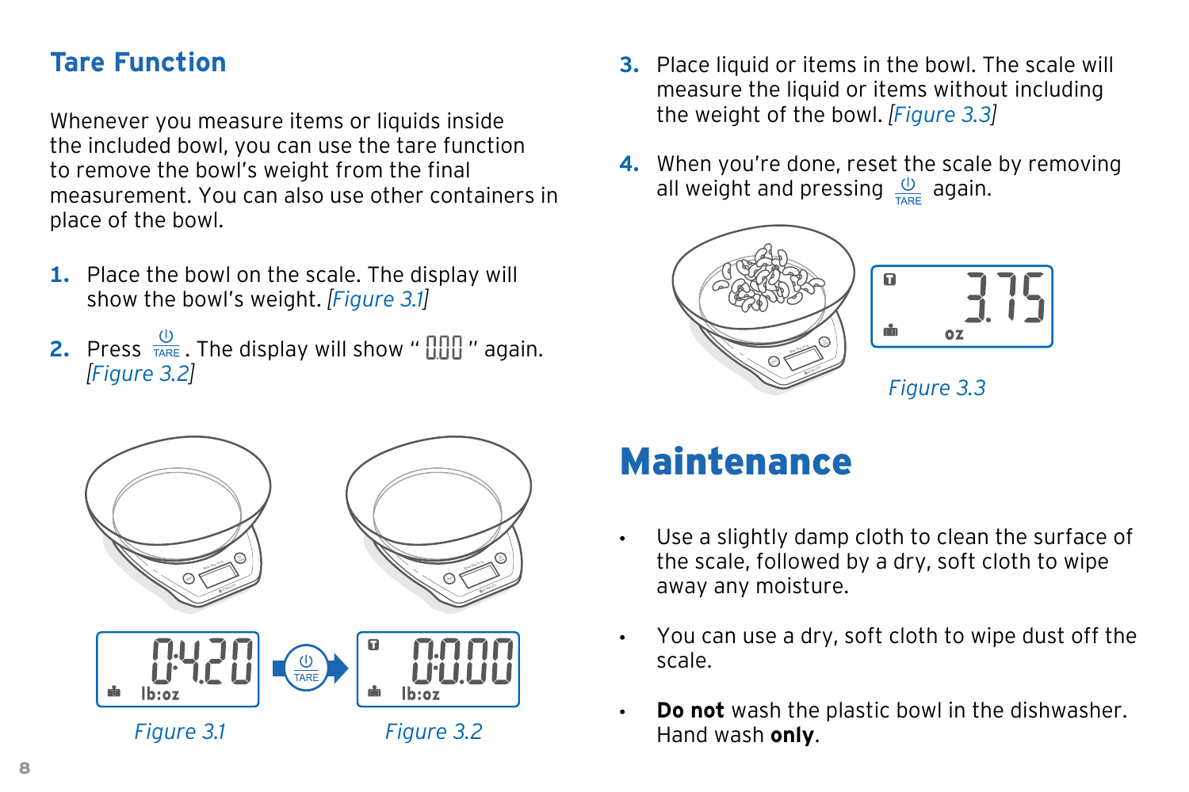## Tare Function

Whenever you measure items or liquids inside the included bowl, you can use the tare function to remove the bowl's weight from the final measurement. You can also use other containers in place of the bowl.

1. Place the bowl on the scale. The display will show the bowl's weight. *[Figure 3.1]*
2. Press ⏻ TARE. The display will show " 0.00 " again. *[Figure 3.2]*
3. Place liquid or items in the bowl. The scale will measure the liquid or items without including the weight of the bowl. *[Figure 3.3]*
4. When you're done, reset the scale by removing all weight and pressing ⏻ TARE again.

0:4.20 lb:oz

*Figure 3.1*

0:0.00 lb:oz

*Figure 3.2*

3.75 oz

*Figure 3.3*

# Maintenance

- Use a slightly damp cloth to clean the surface of the scale, followed by a dry, soft cloth to wipe away any moisture.
- You can use a dry, soft cloth to wipe dust off the scale.
- **Do not** wash the plastic bowl in the dishwasher. Hand wash **only**.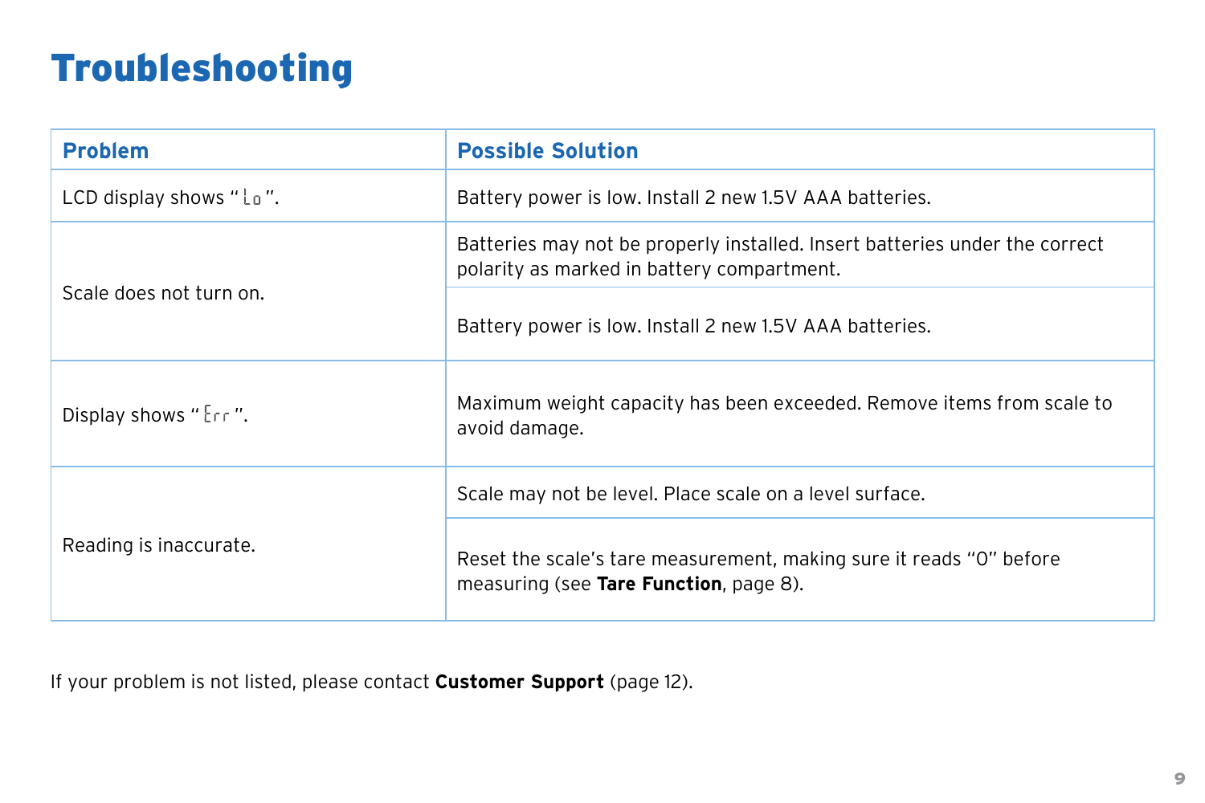# Troubleshooting

| Problem | Possible Solution |
| --- | --- |
| LCD display shows "Lo". | Battery power is low. Install 2 new 1.5V AAA batteries. |
| Scale does not turn on. | Batteries may not be properly installed. Insert batteries under the correct polarity as marked in battery compartment. |
| | Battery power is low. Install 2 new 1.5V AAA batteries. |
| Display shows "Err". | Maximum weight capacity has been exceeded. Remove items from scale to avoid damage. |
| Reading is inaccurate. | Scale may not be level. Place scale on a level surface. |
| | Reset the scale's tare measurement, making sure it reads "0" before measuring (see **Tare Function**, page 8). |

If your problem is not listed, please contact **Customer Support** (page 12).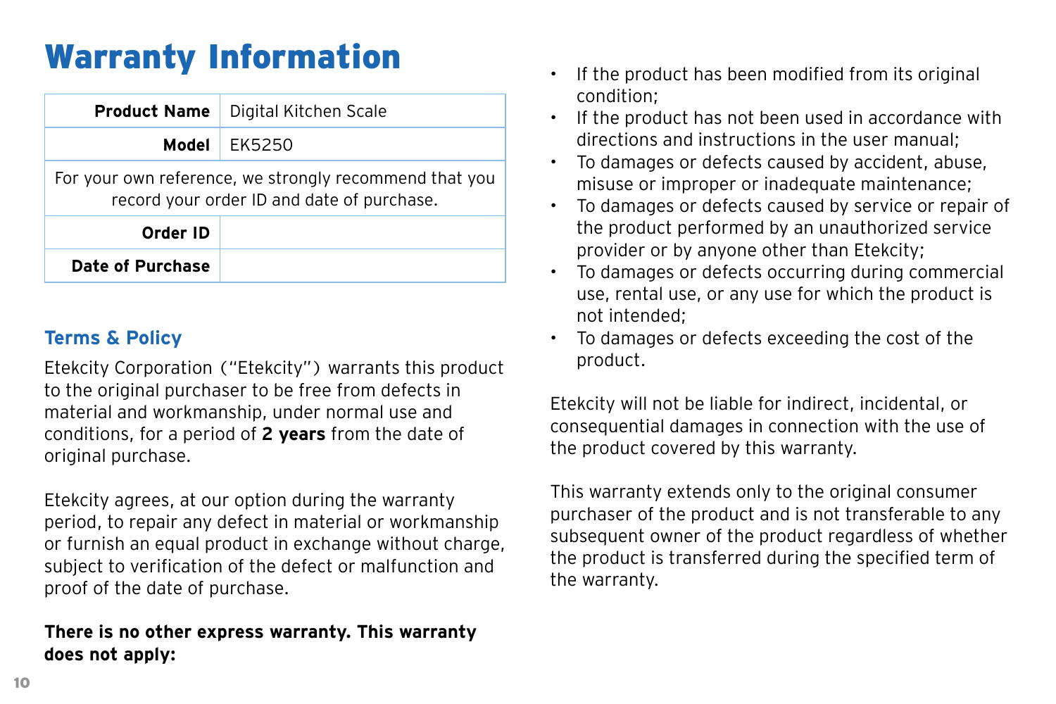# Warranty Information

| Product Name | Digital Kitchen Scale |
|---|---|
| Model | EK5250 |
| For your own reference, we strongly recommend that you record your order ID and date of purchase. | |
| Order ID | |
| Date of Purchase | |

## Terms & Policy

Etekcity Corporation ("Etekcity") warrants this product to the original purchaser to be free from defects in material and workmanship, under normal use and conditions, for a period of **2 years** from the date of original purchase.

Etekcity agrees, at our option during the warranty period, to repair any defect in material or workmanship or furnish an equal product in exchange without charge, subject to verification of the defect or malfunction and proof of the date of purchase.

**There is no other express warranty. This warranty does not apply:**

- If the product has been modified from its original condition;
- If the product has not been used in accordance with directions and instructions in the user manual;
- To damages or defects caused by accident, abuse, misuse or improper or inadequate maintenance;
- To damages or defects caused by service or repair of the product performed by an unauthorized service provider or by anyone other than Etekcity;
- To damages or defects occurring during commercial use, rental use, or any use for which the product is not intended;
- To damages or defects exceeding the cost of the product.

Etekcity will not be liable for indirect, incidental, or consequential damages in connection with the use of the product covered by this warranty.

This warranty extends only to the original consumer purchaser of the product and is not transferable to any subsequent owner of the product regardless of whether the product is transferred during the specified term of the warranty.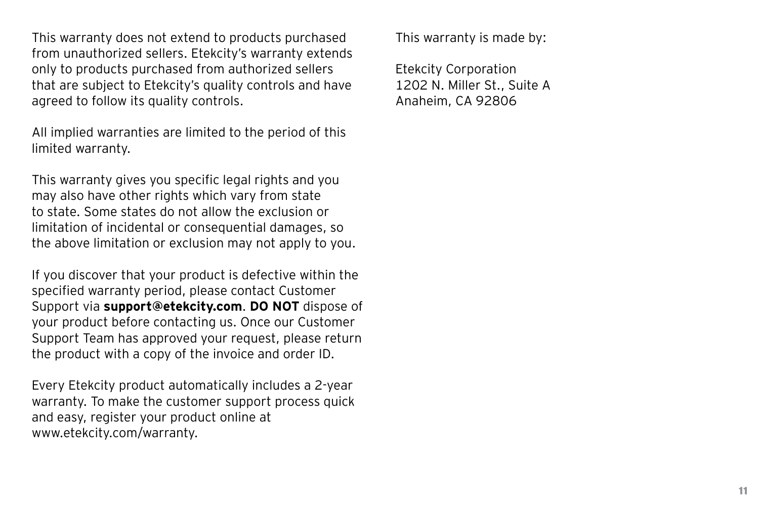This warranty does not extend to products purchased from unauthorized sellers. Etekcity's warranty extends only to products purchased from authorized sellers that are subject to Etekcity's quality controls and have agreed to follow its quality controls.

All implied warranties are limited to the period of this limited warranty.

This warranty gives you specific legal rights and you may also have other rights which vary from state to state. Some states do not allow the exclusion or limitation of incidental or consequential damages, so the above limitation or exclusion may not apply to you.

If you discover that your product is defective within the specified warranty period, please contact Customer Support via **support@etekcity.com**. **DO NOT** dispose of your product before contacting us. Once our Customer Support Team has approved your request, please return the product with a copy of the invoice and order ID.

Every Etekcity product automatically includes a 2-year warranty. To make the customer support process quick and easy, register your product online at www.etekcity.com/warranty.

This warranty is made by:

Etekcity Corporation
1202 N. Miller St., Suite A
Anaheim, CA 92806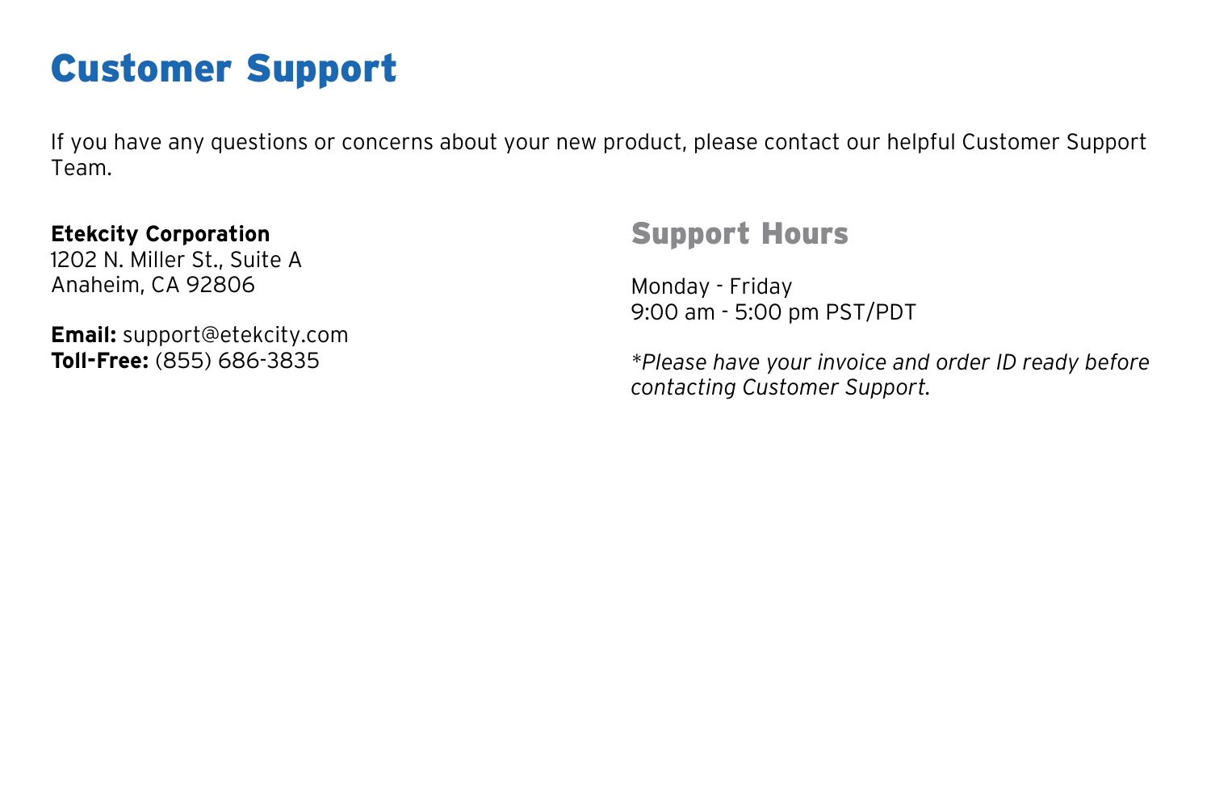# Customer Support

If you have any questions or concerns about your new product, please contact our helpful Customer Support Team.

**Etekcity Corporation**
1202 N. Miller St., Suite A
Anaheim, CA 92806

**Email:** support@etekcity.com
**Toll-Free:** (855) 686-3835

## Support Hours

Monday - Friday
9:00 am - 5:00 pm PST/PDT

*\*Please have your invoice and order ID ready before contacting Customer Support.*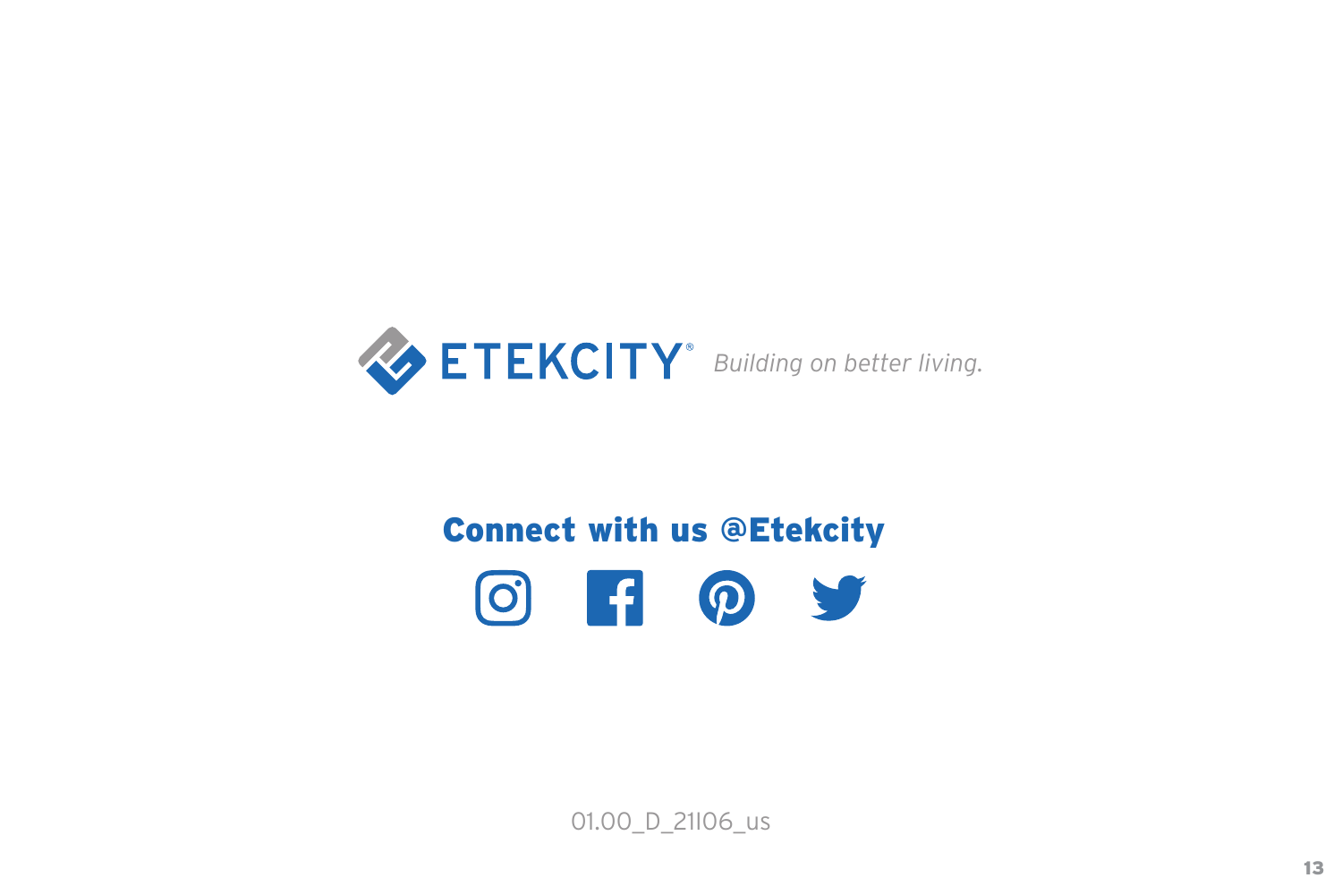ETEKCITY® *Building on better living.*

**Connect with us @Etekcity**

01.00_D_21I06_us